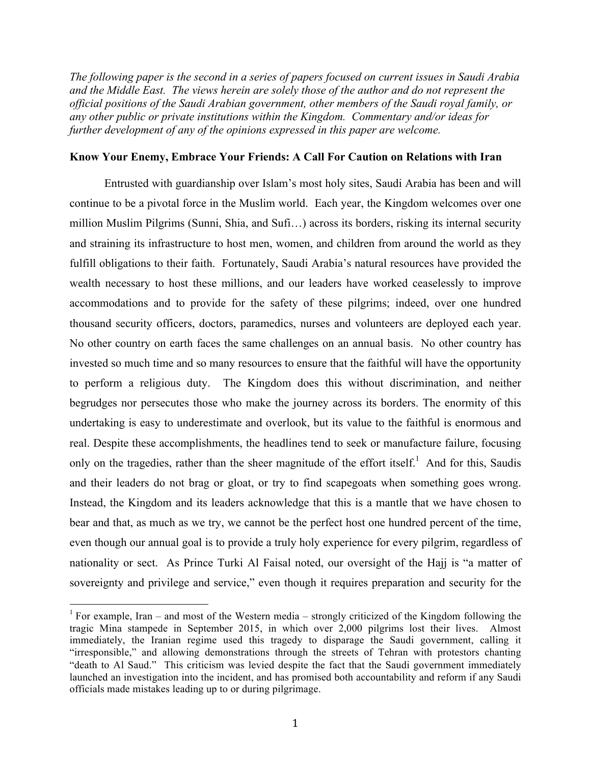*The following paper is the second in a series of papers focused on current issues in Saudi Arabia and the Middle East. The views herein are solely those of the author and do not represent the official positions of the Saudi Arabian government, other members of the Saudi royal family, or any other public or private institutions within the Kingdom. Commentary and/or ideas for further development of any of the opinions expressed in this paper are welcome.*

**Know Your Enemy, Embrace Your Friends: A Call For Caution on Relations with Iran**

Entrusted with guardianship over Islam's most holy sites, Saudi Arabia has been and will continue to be a pivotal force in the Muslim world. Each year, the Kingdom welcomes over one million Muslim Pilgrims (Sunni, Shia, and Sufi…) across its borders, risking its internal security and straining its infrastructure to host men, women, and children from around the world as they fulfill obligations to their faith. Fortunately, Saudi Arabia's natural resources have provided the wealth necessary to host these millions, and our leaders have worked ceaselessly to improve accommodations and to provide for the safety of these pilgrims; indeed, over one hundred thousand security officers, doctors, paramedics, nurses and volunteers are deployed each year. No other country on earth faces the same challenges on an annual basis. No other country has invested so much time and so many resources to ensure that the faithful will have the opportunity to perform a religious duty. The Kingdom does this without discrimination, and neither begrudges nor persecutes those who make the journey across its borders. The enormity of this undertaking is easy to underestimate and overlook, but its value to the faithful is enormous and real. Despite these accomplishments, the headlines tend to seek or manufacture failure, focusing only on the tragedies, rather than the sheer magnitude of the effort itself.[1] And for this, Saudis and their leaders do not brag or gloat, or try to find scapegoats when something goes wrong. Instead, the Kingdom and its leaders acknowledge that this is a mantle that we have chosen to bear and that, as much as we try, we cannot be the perfect host one hundred percent of the time, even though our annual goal is to provide a truly holy experience for every pilgrim, regardless of nationality or sect. As Prince Turki Al Faisal noted, our oversight of the Hajj is "a matter of sovereignty and privilege and service," even though it requires preparation and security for the

[1] For example, Iran – and most of the Western media – strongly criticized of the Kingdom following the tragic Mina stampede in September 2015, in which over 2,000 pilgrims lost their lives. Almost immediately, the Iranian regime used this tragedy to disparage the Saudi government, calling it "irresponsible," and allowing demonstrations through the streets of Tehran with protestors chanting "death to Al Saud." This criticism was levied despite the fact that the Saudi government immediately launched an investigation into the incident, and has promised both accountability and reform if any Saudi officials made mistakes leading up to or during pilgrimage.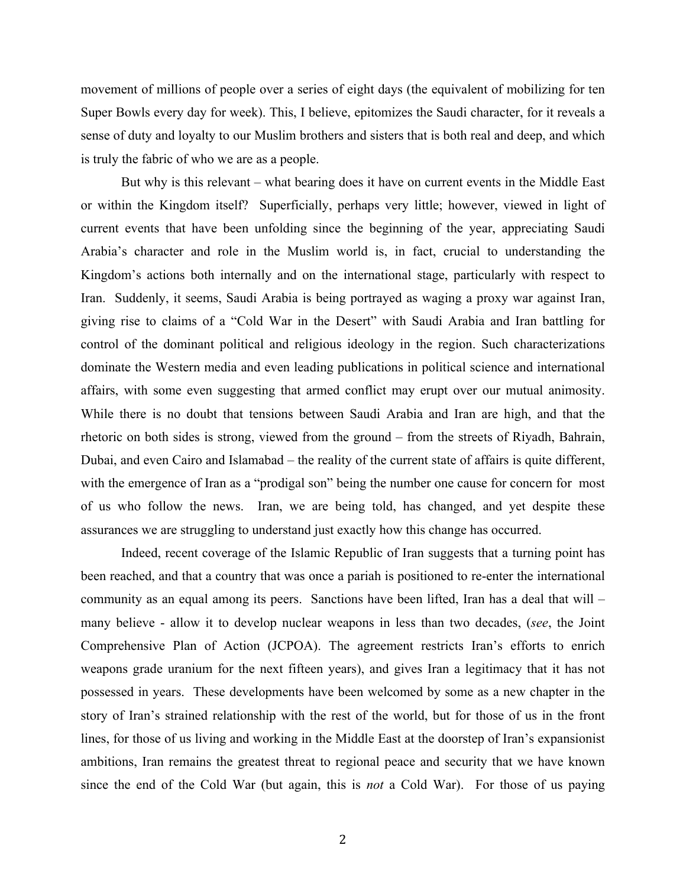movement of millions of people over a series of eight days (the equivalent of mobilizing for ten Super Bowls every day for week). This, I believe, epitomizes the Saudi character, for it reveals a sense of duty and loyalty to our Muslim brothers and sisters that is both real and deep, and which is truly the fabric of who we are as a people.

But why is this relevant – what bearing does it have on current events in the Middle East or within the Kingdom itself? Superficially, perhaps very little; however, viewed in light of current events that have been unfolding since the beginning of the year, appreciating Saudi Arabia's character and role in the Muslim world is, in fact, crucial to understanding the Kingdom's actions both internally and on the international stage, particularly with respect to Iran. Suddenly, it seems, Saudi Arabia is being portrayed as waging a proxy war against Iran, giving rise to claims of a "Cold War in the Desert" with Saudi Arabia and Iran battling for control of the dominant political and religious ideology in the region. Such characterizations dominate the Western media and even leading publications in political science and international affairs, with some even suggesting that armed conflict may erupt over our mutual animosity. While there is no doubt that tensions between Saudi Arabia and Iran are high, and that the rhetoric on both sides is strong, viewed from the ground – from the streets of Riyadh, Bahrain, Dubai, and even Cairo and Islamabad – the reality of the current state of affairs is quite different, with the emergence of Iran as a "prodigal son" being the number one cause for concern for most of us who follow the news. Iran, we are being told, has changed, and yet despite these assurances we are struggling to understand just exactly how this change has occurred.

Indeed, recent coverage of the Islamic Republic of Iran suggests that a turning point has been reached, and that a country that was once a pariah is positioned to re-enter the international community as an equal among its peers. Sanctions have been lifted, Iran has a deal that will – many believe - allow it to develop nuclear weapons in less than two decades, (*see*, the Joint Comprehensive Plan of Action (JCPOA). The agreement restricts Iran's efforts to enrich weapons grade uranium for the next fifteen years), and gives Iran a legitimacy that it has not possessed in years. These developments have been welcomed by some as a new chapter in the story of Iran's strained relationship with the rest of the world, but for those of us in the front lines, for those of us living and working in the Middle East at the doorstep of Iran's expansionist ambitions, Iran remains the greatest threat to regional peace and security that we have known since the end of the Cold War (but again, this is *not* a Cold War). For those of us paying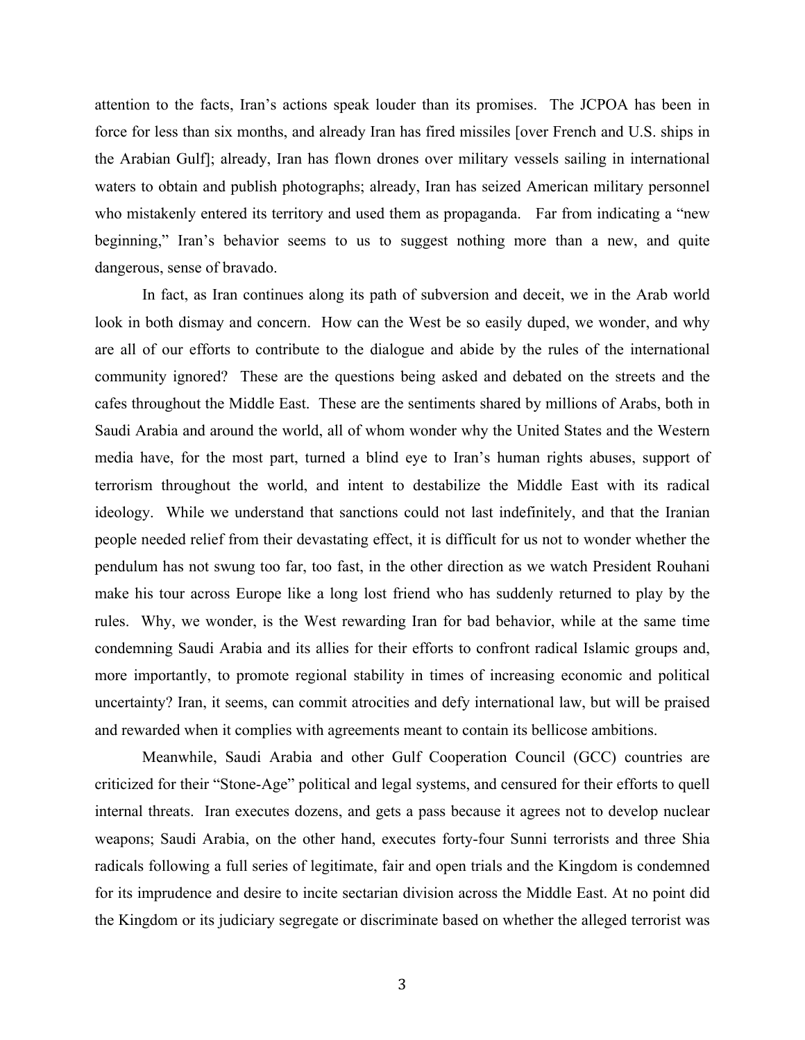attention to the facts, Iran's actions speak louder than its promises. The JCPOA has been in force for less than six months, and already Iran has fired missiles [over French and U.S. ships in the Arabian Gulf]; already, Iran has flown drones over military vessels sailing in international waters to obtain and publish photographs; already, Iran has seized American military personnel who mistakenly entered its territory and used them as propaganda. Far from indicating a "new beginning," Iran's behavior seems to us to suggest nothing more than a new, and quite dangerous, sense of bravado.

In fact, as Iran continues along its path of subversion and deceit, we in the Arab world look in both dismay and concern. How can the West be so easily duped, we wonder, and why are all of our efforts to contribute to the dialogue and abide by the rules of the international community ignored? These are the questions being asked and debated on the streets and the cafes throughout the Middle East. These are the sentiments shared by millions of Arabs, both in Saudi Arabia and around the world, all of whom wonder why the United States and the Western media have, for the most part, turned a blind eye to Iran's human rights abuses, support of terrorism throughout the world, and intent to destabilize the Middle East with its radical ideology. While we understand that sanctions could not last indefinitely, and that the Iranian people needed relief from their devastating effect, it is difficult for us not to wonder whether the pendulum has not swung too far, too fast, in the other direction as we watch President Rouhani make his tour across Europe like a long lost friend who has suddenly returned to play by the rules. Why, we wonder, is the West rewarding Iran for bad behavior, while at the same time condemning Saudi Arabia and its allies for their efforts to confront radical Islamic groups and, more importantly, to promote regional stability in times of increasing economic and political uncertainty? Iran, it seems, can commit atrocities and defy international law, but will be praised and rewarded when it complies with agreements meant to contain its bellicose ambitions.

Meanwhile, Saudi Arabia and other Gulf Cooperation Council (GCC) countries are criticized for their "Stone-Age" political and legal systems, and censured for their efforts to quell internal threats. Iran executes dozens, and gets a pass because it agrees not to develop nuclear weapons; Saudi Arabia, on the other hand, executes forty-four Sunni terrorists and three Shia radicals following a full series of legitimate, fair and open trials and the Kingdom is condemned for its imprudence and desire to incite sectarian division across the Middle East. At no point did the Kingdom or its judiciary segregate or discriminate based on whether the alleged terrorist was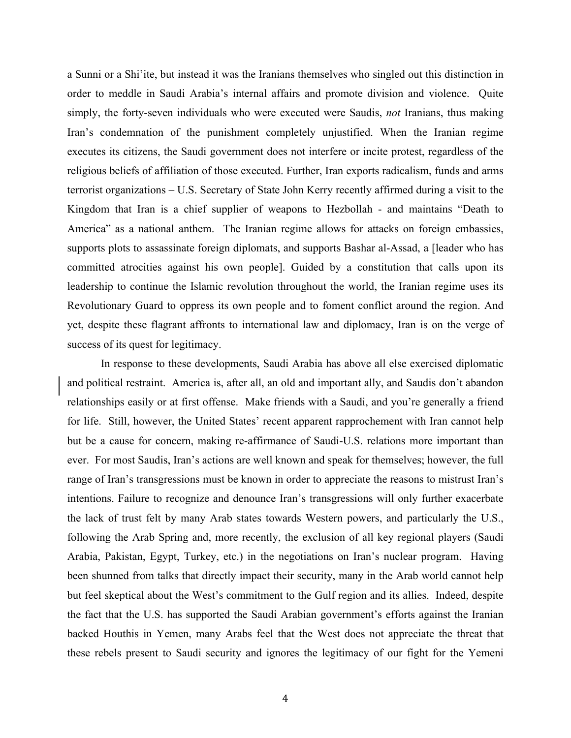a Sunni or a Shi'ite, but instead it was the Iranians themselves who singled out this distinction in order to meddle in Saudi Arabia's internal affairs and promote division and violence. Quite simply, the forty-seven individuals who were executed were Saudis, *not* Iranians, thus making Iran's condemnation of the punishment completely unjustified. When the Iranian regime executes its citizens, the Saudi government does not interfere or incite protest, regardless of the religious beliefs of affiliation of those executed. Further, Iran exports radicalism, funds and arms terrorist organizations – U.S. Secretary of State John Kerry recently affirmed during a visit to the Kingdom that Iran is a chief supplier of weapons to Hezbollah - and maintains "Death to America" as a national anthem. The Iranian regime allows for attacks on foreign embassies, supports plots to assassinate foreign diplomats, and supports Bashar al-Assad, a [leader who has committed atrocities against his own people]. Guided by a constitution that calls upon its leadership to continue the Islamic revolution throughout the world, the Iranian regime uses its Revolutionary Guard to oppress its own people and to foment conflict around the region. And yet, despite these flagrant affronts to international law and diplomacy, Iran is on the verge of success of its quest for legitimacy.

In response to these developments, Saudi Arabia has above all else exercised diplomatic and political restraint. America is, after all, an old and important ally, and Saudis don't abandon relationships easily or at first offense. Make friends with a Saudi, and you're generally a friend for life. Still, however, the United States' recent apparent rapprochement with Iran cannot help but be a cause for concern, making re-affirmance of Saudi-U.S. relations more important than ever. For most Saudis, Iran's actions are well known and speak for themselves; however, the full range of Iran's transgressions must be known in order to appreciate the reasons to mistrust Iran's intentions. Failure to recognize and denounce Iran's transgressions will only further exacerbate the lack of trust felt by many Arab states towards Western powers, and particularly the U.S., following the Arab Spring and, more recently, the exclusion of all key regional players (Saudi Arabia, Pakistan, Egypt, Turkey, etc.) in the negotiations on Iran's nuclear program. Having been shunned from talks that directly impact their security, many in the Arab world cannot help but feel skeptical about the West's commitment to the Gulf region and its allies. Indeed, despite the fact that the U.S. has supported the Saudi Arabian government's efforts against the Iranian backed Houthis in Yemen, many Arabs feel that the West does not appreciate the threat that these rebels present to Saudi security and ignores the legitimacy of our fight for the Yemeni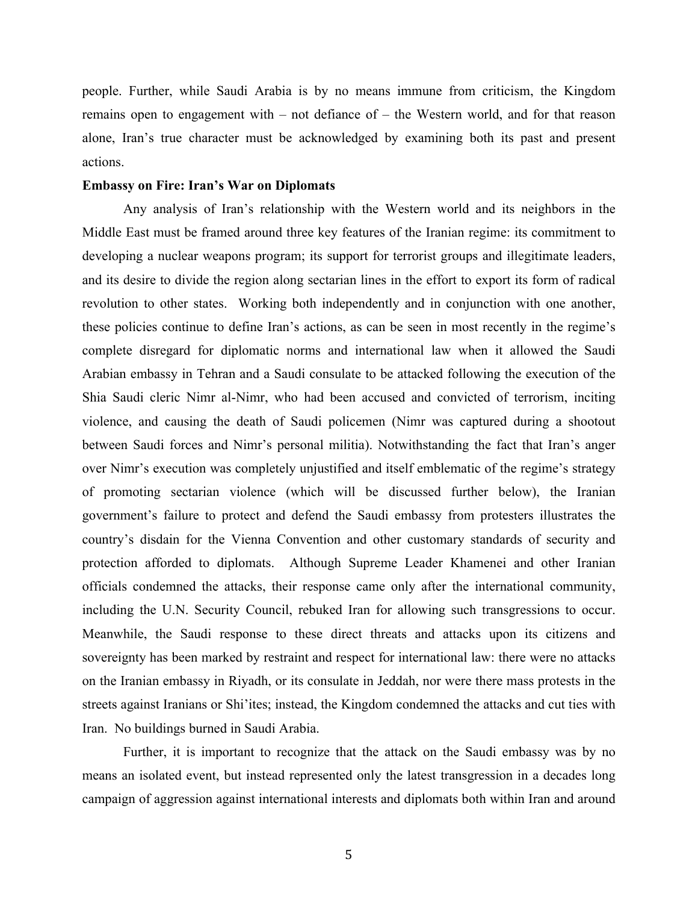people. Further, while Saudi Arabia is by no means immune from criticism, the Kingdom remains open to engagement with – not defiance of – the Western world, and for that reason alone, Iran's true character must be acknowledged by examining both its past and present actions.

**Embassy on Fire: Iran's War on Diplomats**

Any analysis of Iran's relationship with the Western world and its neighbors in the Middle East must be framed around three key features of the Iranian regime: its commitment to developing a nuclear weapons program; its support for terrorist groups and illegitimate leaders, and its desire to divide the region along sectarian lines in the effort to export its form of radical revolution to other states. Working both independently and in conjunction with one another, these policies continue to define Iran's actions, as can be seen in most recently in the regime's complete disregard for diplomatic norms and international law when it allowed the Saudi Arabian embassy in Tehran and a Saudi consulate to be attacked following the execution of the Shia Saudi cleric Nimr al-Nimr, who had been accused and convicted of terrorism, inciting violence, and causing the death of Saudi policemen (Nimr was captured during a shootout between Saudi forces and Nimr's personal militia). Notwithstanding the fact that Iran's anger over Nimr's execution was completely unjustified and itself emblematic of the regime's strategy of promoting sectarian violence (which will be discussed further below), the Iranian government's failure to protect and defend the Saudi embassy from protesters illustrates the country's disdain for the Vienna Convention and other customary standards of security and protection afforded to diplomats. Although Supreme Leader Khamenei and other Iranian officials condemned the attacks, their response came only after the international community, including the U.N. Security Council, rebuked Iran for allowing such transgressions to occur. Meanwhile, the Saudi response to these direct threats and attacks upon its citizens and sovereignty has been marked by restraint and respect for international law: there were no attacks on the Iranian embassy in Riyadh, or its consulate in Jeddah, nor were there mass protests in the streets against Iranians or Shi'ites; instead, the Kingdom condemned the attacks and cut ties with Iran. No buildings burned in Saudi Arabia.

Further, it is important to recognize that the attack on the Saudi embassy was by no means an isolated event, but instead represented only the latest transgression in a decades long campaign of aggression against international interests and diplomats both within Iran and around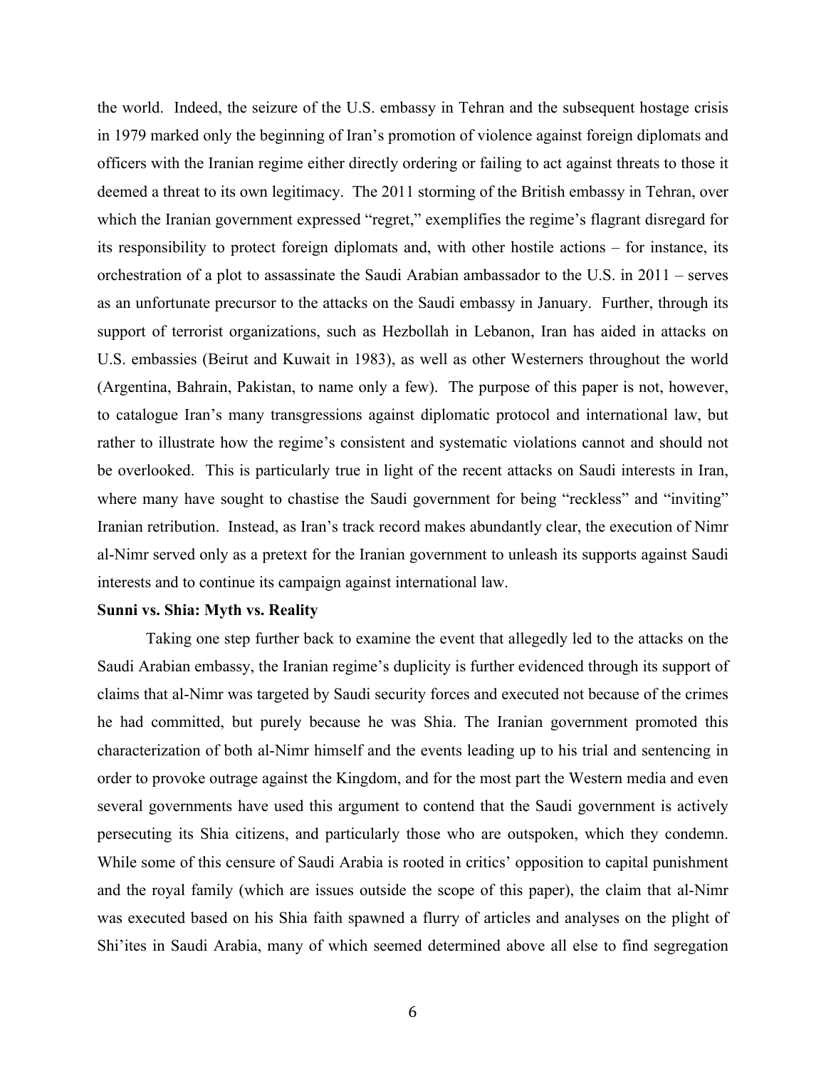the world. Indeed, the seizure of the U.S. embassy in Tehran and the subsequent hostage crisis in 1979 marked only the beginning of Iran's promotion of violence against foreign diplomats and officers with the Iranian regime either directly ordering or failing to act against threats to those it deemed a threat to its own legitimacy. The 2011 storming of the British embassy in Tehran, over which the Iranian government expressed "regret," exemplifies the regime's flagrant disregard for its responsibility to protect foreign diplomats and, with other hostile actions – for instance, its orchestration of a plot to assassinate the Saudi Arabian ambassador to the U.S. in 2011 – serves as an unfortunate precursor to the attacks on the Saudi embassy in January. Further, through its support of terrorist organizations, such as Hezbollah in Lebanon, Iran has aided in attacks on U.S. embassies (Beirut and Kuwait in 1983), as well as other Westerners throughout the world (Argentina, Bahrain, Pakistan, to name only a few). The purpose of this paper is not, however, to catalogue Iran's many transgressions against diplomatic protocol and international law, but rather to illustrate how the regime's consistent and systematic violations cannot and should not be overlooked. This is particularly true in light of the recent attacks on Saudi interests in Iran, where many have sought to chastise the Saudi government for being "reckless" and "inviting" Iranian retribution. Instead, as Iran's track record makes abundantly clear, the execution of Nimr al-Nimr served only as a pretext for the Iranian government to unleash its supports against Saudi interests and to continue its campaign against international law.

**Sunni vs. Shia: Myth vs. Reality**

Taking one step further back to examine the event that allegedly led to the attacks on the Saudi Arabian embassy, the Iranian regime's duplicity is further evidenced through its support of claims that al-Nimr was targeted by Saudi security forces and executed not because of the crimes he had committed, but purely because he was Shia. The Iranian government promoted this characterization of both al-Nimr himself and the events leading up to his trial and sentencing in order to provoke outrage against the Kingdom, and for the most part the Western media and even several governments have used this argument to contend that the Saudi government is actively persecuting its Shia citizens, and particularly those who are outspoken, which they condemn. While some of this censure of Saudi Arabia is rooted in critics' opposition to capital punishment and the royal family (which are issues outside the scope of this paper), the claim that al-Nimr was executed based on his Shia faith spawned a flurry of articles and analyses on the plight of Shi'ites in Saudi Arabia, many of which seemed determined above all else to find segregation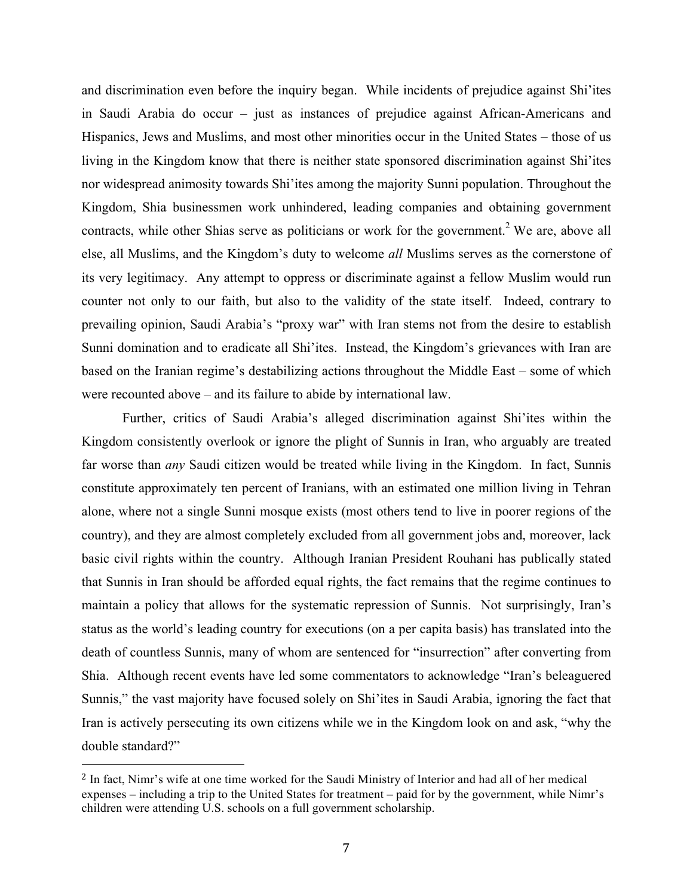and discrimination even before the inquiry began. While incidents of prejudice against Shi'ites in Saudi Arabia do occur – just as instances of prejudice against African-Americans and Hispanics, Jews and Muslims, and most other minorities occur in the United States – those of us living in the Kingdom know that there is neither state sponsored discrimination against Shi'ites nor widespread animosity towards Shi'ites among the majority Sunni population. Throughout the Kingdom, Shia businessmen work unhindered, leading companies and obtaining government contracts, while other Shias serve as politicians or work for the government.[2] We are, above all else, all Muslims, and the Kingdom's duty to welcome *all* Muslims serves as the cornerstone of its very legitimacy. Any attempt to oppress or discriminate against a fellow Muslim would run counter not only to our faith, but also to the validity of the state itself. Indeed, contrary to prevailing opinion, Saudi Arabia's "proxy war" with Iran stems not from the desire to establish Sunni domination and to eradicate all Shi'ites. Instead, the Kingdom's grievances with Iran are based on the Iranian regime's destabilizing actions throughout the Middle East – some of which were recounted above – and its failure to abide by international law.

Further, critics of Saudi Arabia's alleged discrimination against Shi'ites within the Kingdom consistently overlook or ignore the plight of Sunnis in Iran, who arguably are treated far worse than *any* Saudi citizen would be treated while living in the Kingdom. In fact, Sunnis constitute approximately ten percent of Iranians, with an estimated one million living in Tehran alone, where not a single Sunni mosque exists (most others tend to live in poorer regions of the country), and they are almost completely excluded from all government jobs and, moreover, lack basic civil rights within the country. Although Iranian President Rouhani has publically stated that Sunnis in Iran should be afforded equal rights, the fact remains that the regime continues to maintain a policy that allows for the systematic repression of Sunnis. Not surprisingly, Iran's status as the world's leading country for executions (on a per capita basis) has translated into the death of countless Sunnis, many of whom are sentenced for "insurrection" after converting from Shia. Although recent events have led some commentators to acknowledge "Iran's beleaguered Sunnis," the vast majority have focused solely on Shi'ites in Saudi Arabia, ignoring the fact that Iran is actively persecuting its own citizens while we in the Kingdom look on and ask, "why the double standard?"

[2] In fact, Nimr's wife at one time worked for the Saudi Ministry of Interior and had all of her medical expenses – including a trip to the United States for treatment – paid for by the government, while Nimr's children were attending U.S. schools on a full government scholarship.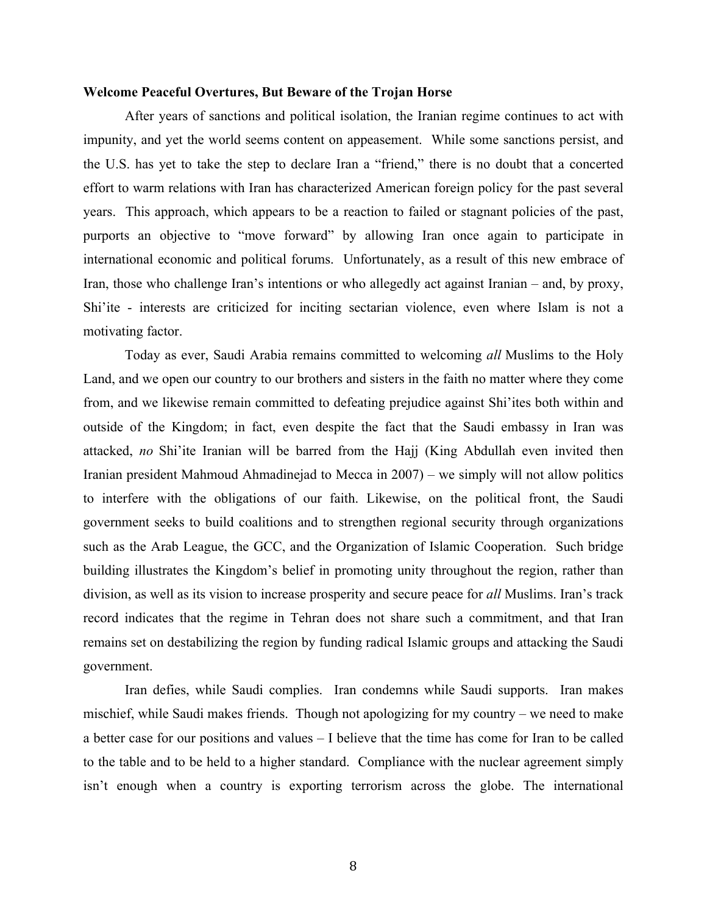**Welcome Peaceful Overtures, But Beware of the Trojan Horse**

After years of sanctions and political isolation, the Iranian regime continues to act with impunity, and yet the world seems content on appeasement. While some sanctions persist, and the U.S. has yet to take the step to declare Iran a "friend," there is no doubt that a concerted effort to warm relations with Iran has characterized American foreign policy for the past several years. This approach, which appears to be a reaction to failed or stagnant policies of the past, purports an objective to "move forward" by allowing Iran once again to participate in international economic and political forums. Unfortunately, as a result of this new embrace of Iran, those who challenge Iran's intentions or who allegedly act against Iranian – and, by proxy, Shi'ite - interests are criticized for inciting sectarian violence, even where Islam is not a motivating factor.

Today as ever, Saudi Arabia remains committed to welcoming *all* Muslims to the Holy Land, and we open our country to our brothers and sisters in the faith no matter where they come from, and we likewise remain committed to defeating prejudice against Shi'ites both within and outside of the Kingdom; in fact, even despite the fact that the Saudi embassy in Iran was attacked, *no* Shi'ite Iranian will be barred from the Hajj (King Abdullah even invited then Iranian president Mahmoud Ahmadinejad to Mecca in 2007) – we simply will not allow politics to interfere with the obligations of our faith. Likewise, on the political front, the Saudi government seeks to build coalitions and to strengthen regional security through organizations such as the Arab League, the GCC, and the Organization of Islamic Cooperation. Such bridge building illustrates the Kingdom's belief in promoting unity throughout the region, rather than division, as well as its vision to increase prosperity and secure peace for *all* Muslims. Iran's track record indicates that the regime in Tehran does not share such a commitment, and that Iran remains set on destabilizing the region by funding radical Islamic groups and attacking the Saudi government.

Iran defies, while Saudi complies. Iran condemns while Saudi supports. Iran makes mischief, while Saudi makes friends. Though not apologizing for my country – we need to make a better case for our positions and values – I believe that the time has come for Iran to be called to the table and to be held to a higher standard. Compliance with the nuclear agreement simply isn't enough when a country is exporting terrorism across the globe. The international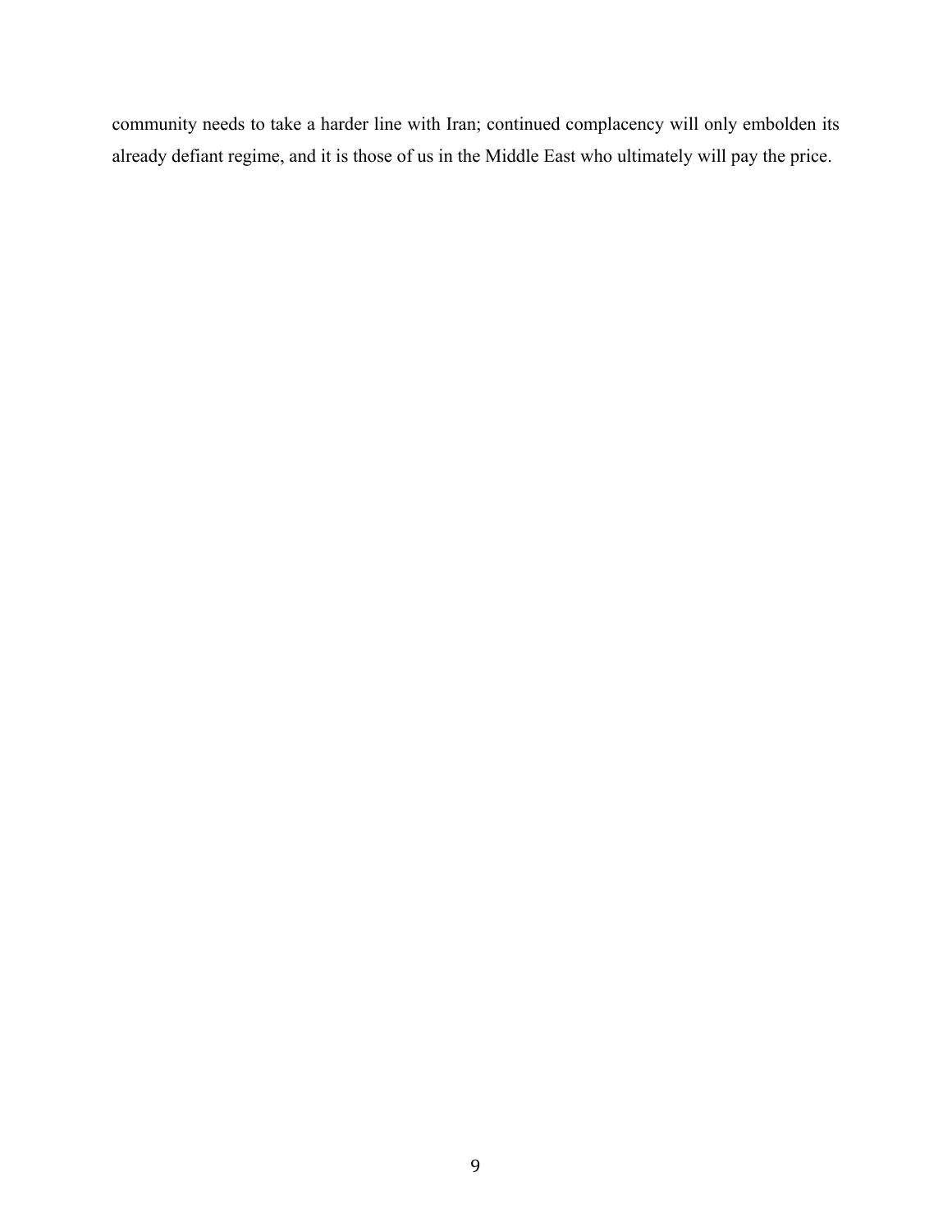community needs to take a harder line with Iran; continued complacency will only embolden its already defiant regime, and it is those of us in the Middle East who ultimately will pay the price.